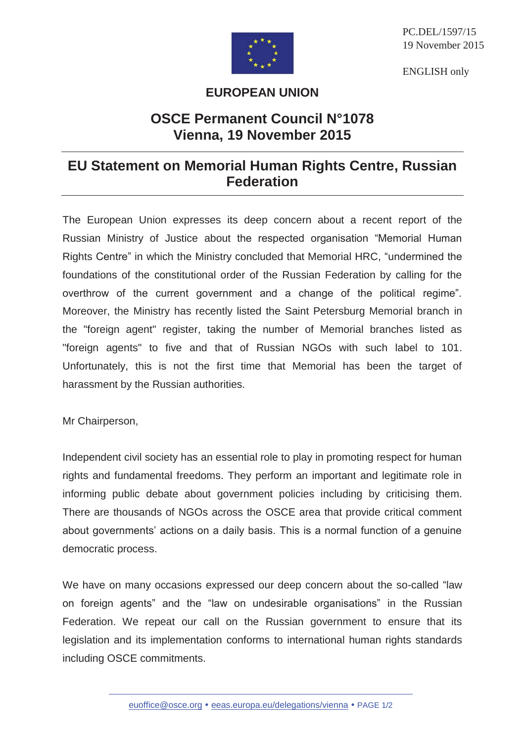PC.DEL/1597/15
19 November 2015

ENGLISH only

**EUROPEAN UNION**

# OSCE Permanent Council N°1078
# Vienna, 19 November 2015

## EU Statement on Memorial Human Rights Centre, Russian Federation

The European Union expresses its deep concern about a recent report of the Russian Ministry of Justice about the respected organisation "Memorial Human Rights Centre" in which the Ministry concluded that Memorial HRC, "undermined the foundations of the constitutional order of the Russian Federation by calling for the overthrow of the current government and a change of the political regime". Moreover, the Ministry has recently listed the Saint Petersburg Memorial branch in the "foreign agent" register, taking the number of Memorial branches listed as "foreign agents" to five and that of Russian NGOs with such label to 101. Unfortunately, this is not the first time that Memorial has been the target of harassment by the Russian authorities.

Mr Chairperson,

Independent civil society has an essential role to play in promoting respect for human rights and fundamental freedoms. They perform an important and legitimate role in informing public debate about government policies including by criticising them. There are thousands of NGOs across the OSCE area that provide critical comment about governments' actions on a daily basis. This is a normal function of a genuine democratic process.

We have on many occasions expressed our deep concern about the so-called "law on foreign agents" and the "law on undesirable organisations" in the Russian Federation. We repeat our call on the Russian government to ensure that its legislation and its implementation conforms to international human rights standards including OSCE commitments.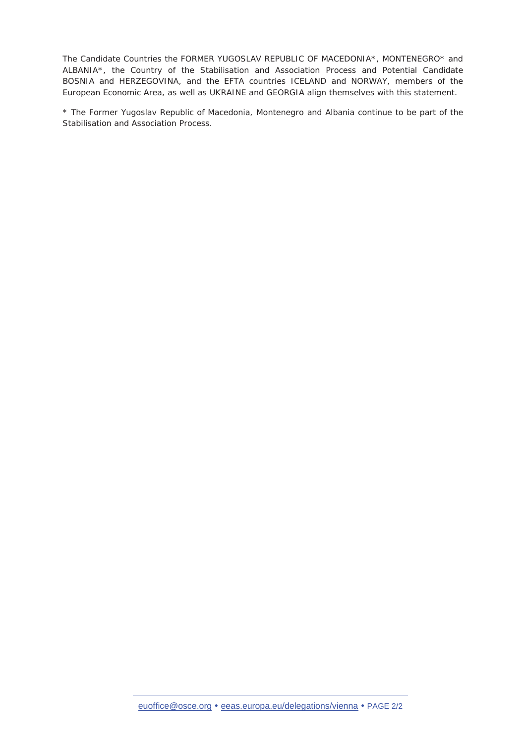The Candidate Countries the FORMER YUGOSLAV REPUBLIC OF MACEDONIA*, MONTENEGRO* and ALBANIA*, the Country of the Stabilisation and Association Process and Potential Candidate BOSNIA and HERZEGOVINA, and the EFTA countries ICELAND and NORWAY, members of the European Economic Area, as well as UKRAINE and GEORGIA align themselves with this statement.

* The Former Yugoslav Republic of Macedonia, Montenegro and Albania continue to be part of the Stabilisation and Association Process.